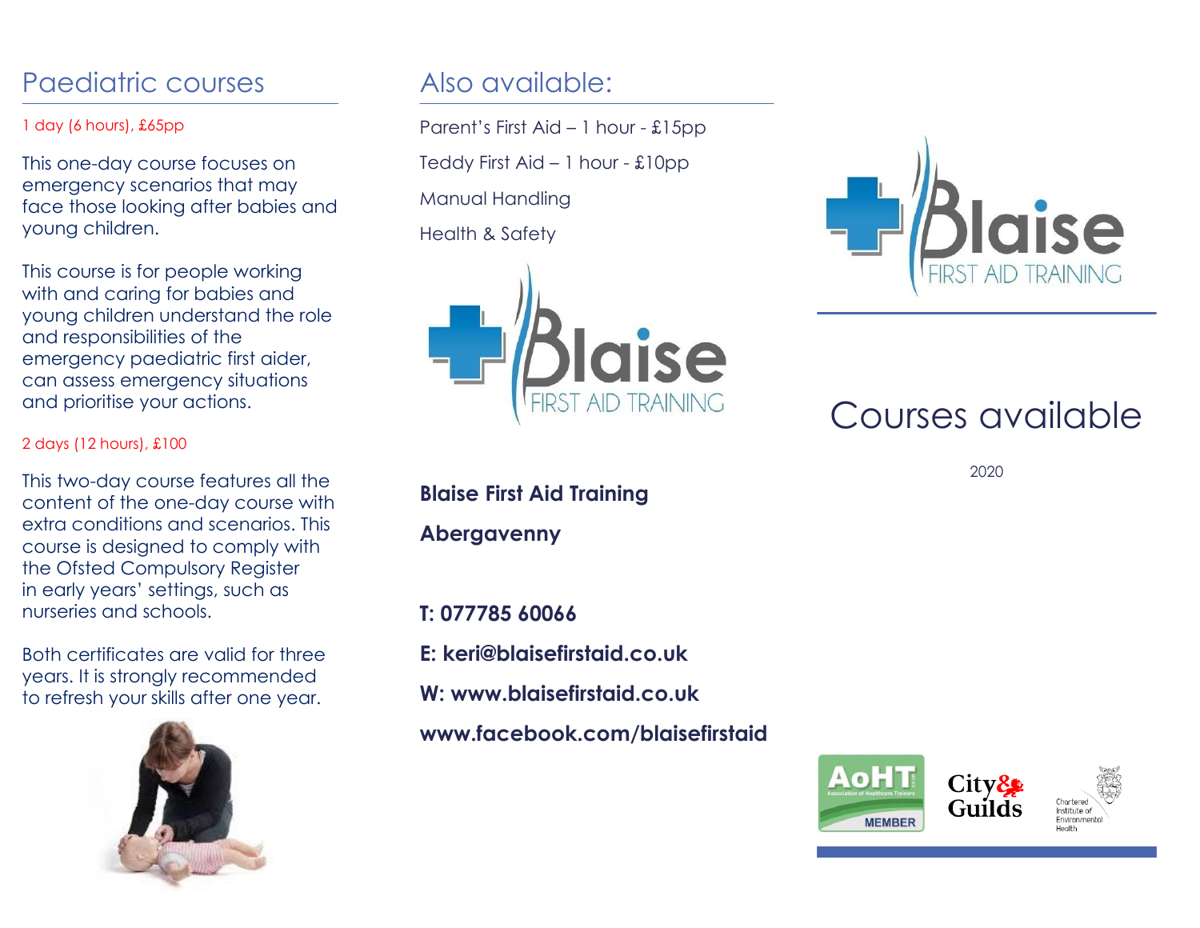## Paediatric courses

1 day (6 hours), £65pp

This one-day course focuses on emergency scenarios that may face those looking after babies and young children.

This course is for people working with and caring for babies and young children understand the role and responsibilities of the emergency paediatric first aider, can assess emergency situations and prioritise your actions.

2 days (12 hours), £100

This two-day course features all the content of the one-day course with extra conditions and scenarios. This course is designed to comply with the Ofsted Compulsory Register in early years' settings, such as nurseries and schools.

Both certificates are valid for three years. It is strongly recommended to refresh your skills after one year.

## Also available:

Parent's First Aid – 1 hour - £15pp

Teddy First Aid – 1 hour - £10pp

Manual Handling

Health & Safety

Blaise FIRST AID TRAINING

**Blaise First Aid Training**

**Abergavenny**

**T: 077785 60066**

**E: keri@blaisefirstaid.co.uk**

**W: www.blaisefirstaid.co.uk**

**www.facebook.com/blaisefirstaid**

Blaise FIRST AID TRAINING

# Courses available

2020

AoHT Association of Healthcare Trainers MEMBER

City & Guilds

Chartered Institute of Environmental Health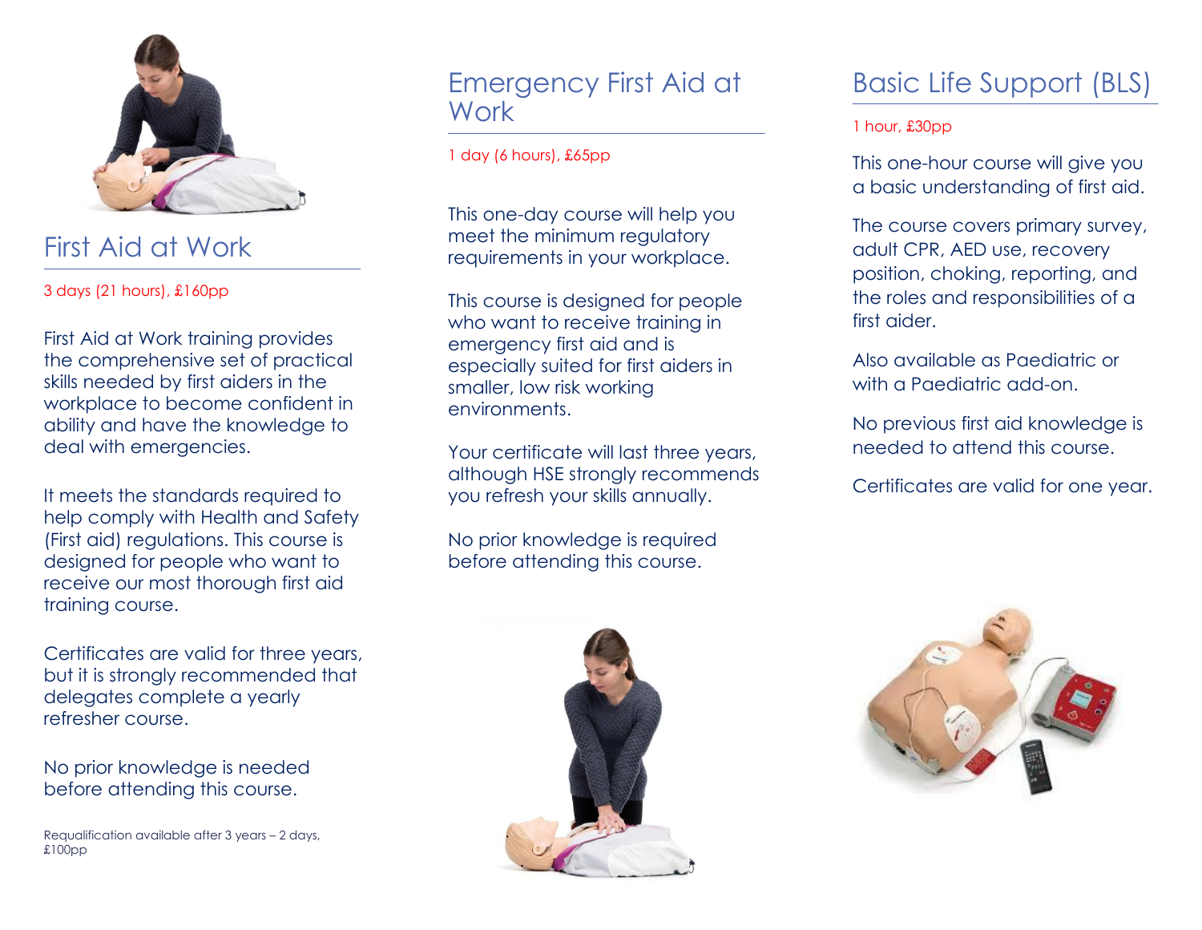## First Aid at Work

3 days (21 hours), £160pp

First Aid at Work training provides the comprehensive set of practical skills needed by first aiders in the workplace to become confident in ability and have the knowledge to deal with emergencies.

It meets the standards required to help comply with Health and Safety (First aid) regulations. This course is designed for people who want to receive our most thorough first aid training course.

Certificates are valid for three years, but it is strongly recommended that delegates complete a yearly refresher course.

No prior knowledge is needed before attending this course.

Requalification available after 3 years – 2 days, £100pp

## Emergency First Aid at Work

1 day (6 hours), £65pp

This one-day course will help you meet the minimum regulatory requirements in your workplace.

This course is designed for people who want to receive training in emergency first aid and is especially suited for first aiders in smaller, low risk working environments.

Your certificate will last three years, although HSE strongly recommends you refresh your skills annually.

No prior knowledge is required before attending this course.

## Basic Life Support (BLS)

1 hour, £30pp

This one-hour course will give you a basic understanding of first aid.

The course covers primary survey, adult CPR, AED use, recovery position, choking, reporting, and the roles and responsibilities of a first aider.

Also available as Paediatric or with a Paediatric add-on.

No previous first aid knowledge is needed to attend this course.

Certificates are valid for one year.